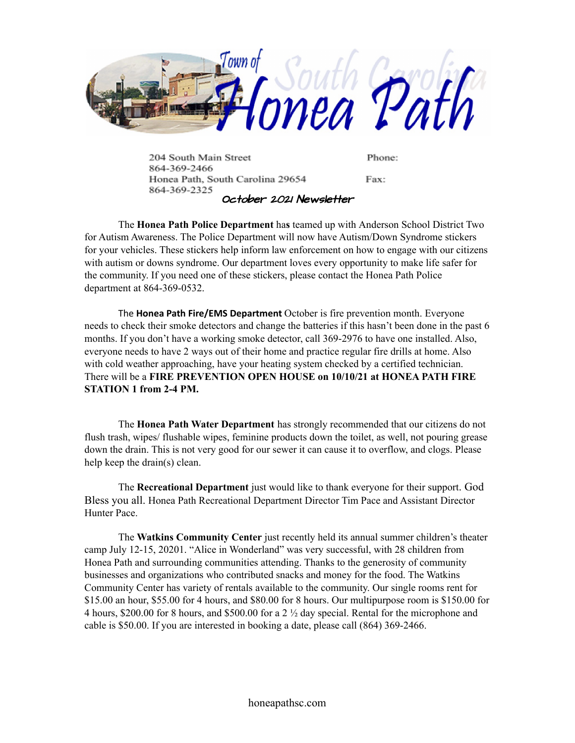# Town of Honea Path South Carolina

204 South Main Street Phone: 864-369-2466
Honea Path, South Carolina 29654 Fax: 864-369-2325

## October 2021 Newsletter

The **Honea Path Police Department** has teamed up with Anderson School District Two for Autism Awareness. The Police Department will now have Autism/Down Syndrome stickers for your vehicles. These stickers help inform law enforcement on how to engage with our citizens with autism or downs syndrome. Our department loves every opportunity to make life safer for the community. If you need one of these stickers, please contact the Honea Path Police department at 864-369-0532.

The **Honea Path Fire/EMS Department** October is fire prevention month. Everyone needs to check their smoke detectors and change the batteries if this hasn't been done in the past 6 months. If you don't have a working smoke detector, call 369-2976 to have one installed. Also, everyone needs to have 2 ways out of their home and practice regular fire drills at home. Also with cold weather approaching, have your heating system checked by a certified technician. There will be a **FIRE PREVENTION OPEN HOUSE on 10/10/21 at HONEA PATH FIRE STATION 1 from 2-4 PM.**

The **Honea Path Water Department** has strongly recommended that our citizens do not flush trash, wipes/ flushable wipes, feminine products down the toilet, as well, not pouring grease down the drain. This is not very good for our sewer it can cause it to overflow, and clogs. Please help keep the drain(s) clean.

The **Recreational Department** just would like to thank everyone for their support. God Bless you all. Honea Path Recreational Department Director Tim Pace and Assistant Director Hunter Pace.

The **Watkins Community Center** just recently held its annual summer children's theater camp July 12-15, 20201. "Alice in Wonderland" was very successful, with 28 children from Honea Path and surrounding communities attending. Thanks to the generosity of community businesses and organizations who contributed snacks and money for the food. The Watkins Community Center has variety of rentals available to the community. Our single rooms rent for $15.00 an hour, $55.00 for 4 hours, and $80.00 for 8 hours. Our multipurpose room is $150.00 for 4 hours, $200.00 for 8 hours, and $500.00 for a 2 ½ day special. Rental for the microphone and cable is $50.00. If you are interested in booking a date, please call (864) 369-2466.

honeapathsc.com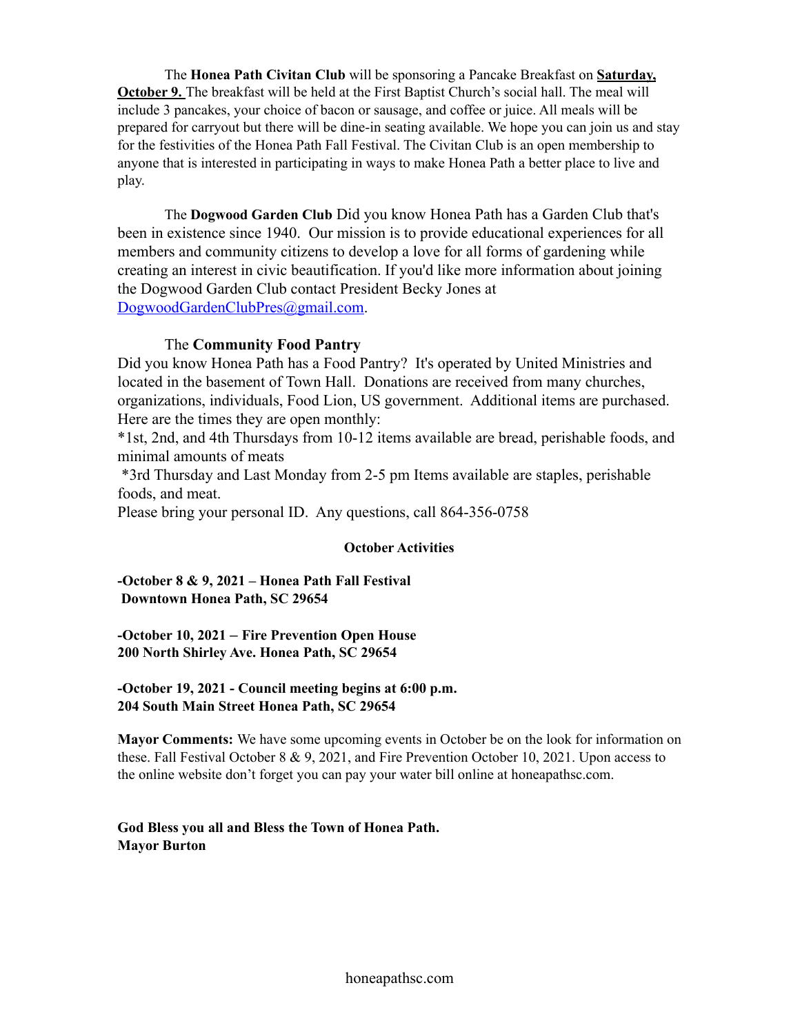The **Honea Path Civitan Club** will be sponsoring a Pancake Breakfast on **Saturday, October 9.** The breakfast will be held at the First Baptist Church's social hall. The meal will include 3 pancakes, your choice of bacon or sausage, and coffee or juice. All meals will be prepared for carryout but there will be dine-in seating available. We hope you can join us and stay for the festivities of the Honea Path Fall Festival. The Civitan Club is an open membership to anyone that is interested in participating in ways to make Honea Path a better place to live and play.

The **Dogwood Garden Club** Did you know Honea Path has a Garden Club that's been in existence since 1940. Our mission is to provide educational experiences for all members and community citizens to develop a love for all forms of gardening while creating an interest in civic beautification. If you'd like more information about joining the Dogwood Garden Club contact President Becky Jones at DogwoodGardenClubPres@gmail.com.

The **Community Food Pantry**

Did you know Honea Path has a Food Pantry? It's operated by United Ministries and located in the basement of Town Hall. Donations are received from many churches, organizations, individuals, Food Lion, US government. Additional items are purchased. Here are the times they are open monthly:

*1st, 2nd, and 4th Thursdays from 10-12 items available are bread, perishable foods, and minimal amounts of meats

*3rd Thursday and Last Monday from 2-5 pm Items available are staples, perishable foods, and meat.

Please bring your personal ID. Any questions, call 864-356-0758

**October Activities**

**-October 8 & 9, 2021 – Honea Path Fall Festival**
**Downtown Honea Path, SC 29654**

**-October 10, 2021 – Fire Prevention Open House**
**200 North Shirley Ave. Honea Path, SC 29654**

**-October 19, 2021 - Council meeting begins at 6:00 p.m.**
**204 South Main Street Honea Path, SC 29654**

**Mayor Comments:** We have some upcoming events in October be on the look for information on these. Fall Festival October 8 & 9, 2021, and Fire Prevention October 10, 2021. Upon access to the online website don't forget you can pay your water bill online at honeapathsc.com.

**God Bless you all and Bless the Town of Honea Path.**
**Mayor Burton**